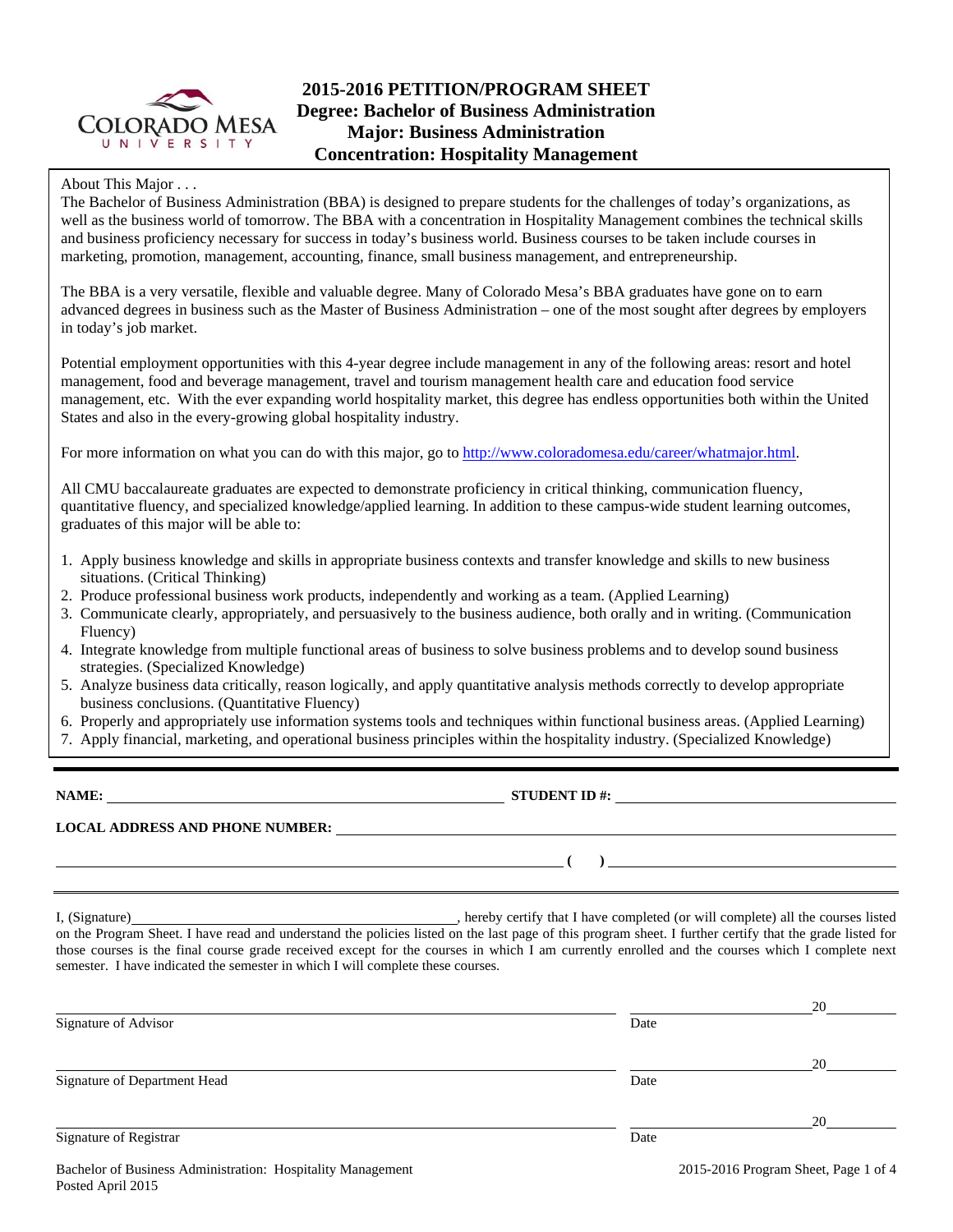# 2015-2016 PETITION/PROGRAM SHEET
## Degree: Bachelor of Business Administration
## Major: Business Administration
## Concentration: Hospitality Management

About This Major . . .

The Bachelor of Business Administration (BBA) is designed to prepare students for the challenges of today's organizations, as well as the business world of tomorrow. The BBA with a concentration in Hospitality Management combines the technical skills and business proficiency necessary for success in today's business world. Business courses to be taken include courses in marketing, promotion, management, accounting, finance, small business management, and entrepreneurship.

The BBA is a very versatile, flexible and valuable degree. Many of Colorado Mesa's BBA graduates have gone on to earn advanced degrees in business such as the Master of Business Administration – one of the most sought after degrees by employers in today's job market.

Potential employment opportunities with this 4-year degree include management in any of the following areas: resort and hotel management, food and beverage management, travel and tourism management health care and education food service management, etc. With the ever expanding world hospitality market, this degree has endless opportunities both within the United States and also in the every-growing global hospitality industry.

For more information on what you can do with this major, go to http://www.coloradomesa.edu/career/whatmajor.html.

All CMU baccalaureate graduates are expected to demonstrate proficiency in critical thinking, communication fluency, quantitative fluency, and specialized knowledge/applied learning. In addition to these campus-wide student learning outcomes, graduates of this major will be able to:

1. Apply business knowledge and skills in appropriate business contexts and transfer knowledge and skills to new business situations. (Critical Thinking)
2. Produce professional business work products, independently and working as a team. (Applied Learning)
3. Communicate clearly, appropriately, and persuasively to the business audience, both orally and in writing. (Communication Fluency)
4. Integrate knowledge from multiple functional areas of business to solve business problems and to develop sound business strategies. (Specialized Knowledge)
5. Analyze business data critically, reason logically, and apply quantitative analysis methods correctly to develop appropriate business conclusions. (Quantitative Fluency)
6. Properly and appropriately use information systems tools and techniques within functional business areas. (Applied Learning)
7. Apply financial, marketing, and operational business principles within the hospitality industry. (Specialized Knowledge)

**NAME:** ______________________________ **STUDENT ID #:** ______________________________

**LOCAL ADDRESS AND PHONE NUMBER:** ______________________________

______________________________ **( )** ______________________________

I, (Signature)______________________________, hereby certify that I have completed (or will complete) all the courses listed on the Program Sheet. I have read and understand the policies listed on the last page of this program sheet. I further certify that the grade listed for those courses is the final course grade received except for the courses in which I am currently enrolled and the courses which I complete next semester. I have indicated the semester in which I will complete these courses.

______________________________ ______________ 20______
Signature of Advisor Date

______________________________ ______________ 20______
Signature of Department Head Date

______________________________ ______________ 20______
Signature of Registrar Date

Posted April 2015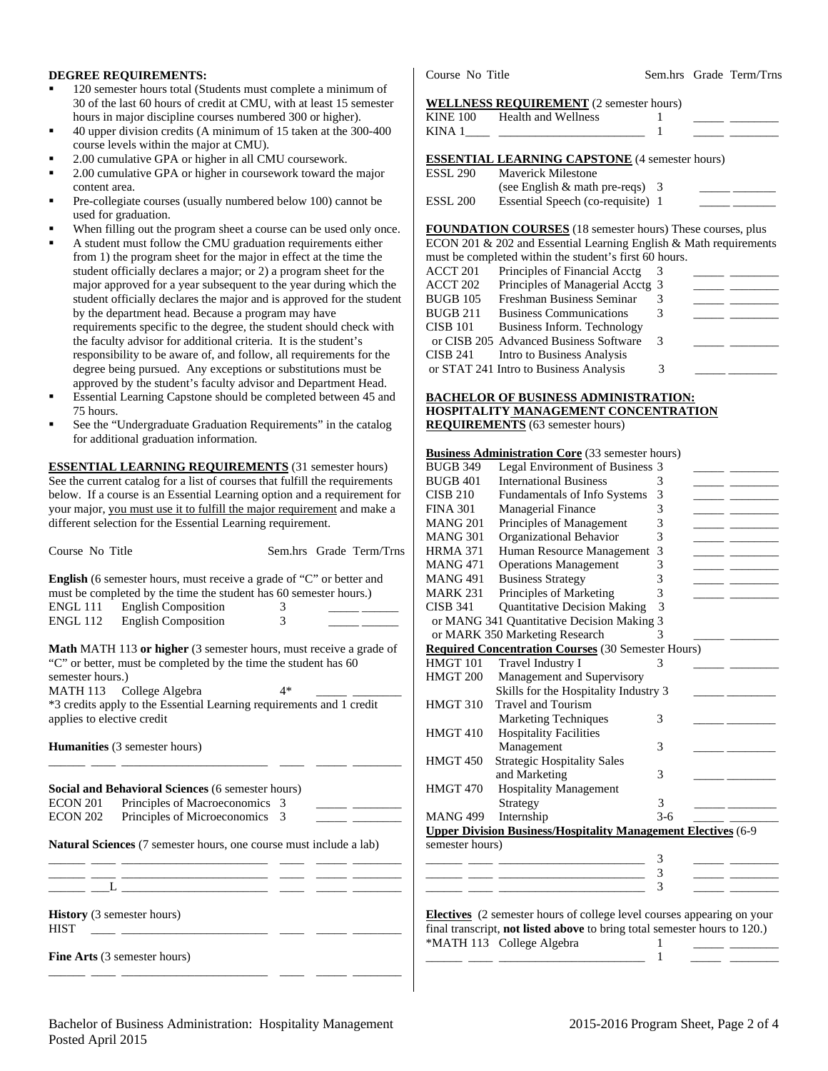**DEGREE REQUIREMENTS:**

- 120 semester hours total (Students must complete a minimum of 30 of the last 60 hours of credit at CMU, with at least 15 semester hours in major discipline courses numbered 300 or higher).
- 40 upper division credits (A minimum of 15 taken at the 300-400 course levels within the major at CMU).
- 2.00 cumulative GPA or higher in all CMU coursework.
- 2.00 cumulative GPA or higher in coursework toward the major content area.
- Pre-collegiate courses (usually numbered below 100) cannot be used for graduation.
- When filling out the program sheet a course can be used only once.
- A student must follow the CMU graduation requirements either from 1) the program sheet for the major in effect at the time the student officially declares a major; or 2) a program sheet for the major approved for a year subsequent to the year during which the student officially declares the major and is approved for the student by the department head. Because a program may have requirements specific to the degree, the student should check with the faculty advisor for additional criteria. It is the student's responsibility to be aware of, and follow, all requirements for the degree being pursued. Any exceptions or substitutions must be approved by the student's faculty advisor and Department Head.
- Essential Learning Capstone should be completed between 45 and 75 hours.
- See the "Undergraduate Graduation Requirements" in the catalog for additional graduation information.

**ESSENTIAL LEARNING REQUIREMENTS** (31 semester hours)
See the current catalog for a list of courses that fulfill the requirements below. If a course is an Essential Learning option and a requirement for your major, you must use it to fulfill the major requirement and make a different selection for the Essential Learning requirement.

| Course | No | Title | Sem.hrs | Grade | Term/Trns |
|---|---|---|---|---|---|
| **English** (6 semester hours, must receive a grade of "C" or better and must be completed by the time the student has 60 semester hours.) | | | | | |
| ENGL | 111 | English Composition | 3 | _____ | ______ |
| ENGL | 112 | English Composition | 3 | _____ | ______ |
| **Math** MATH 113 **or higher** (3 semester hours, must receive a grade of "C" or better, must be completed by the time the student has 60 semester hours.) | | | | | |
| MATH | 113 | College Algebra | 4* | _____ | ______ |
| *3 credits apply to the Essential Learning requirements and 1 credit applies to elective credit | | | | | |
| **Humanities** (3 semester hours) | | | | | |
| ______ | ____ | ______________________ | ____ | _____ | ______ |
| **Social and Behavioral Sciences** (6 semester hours) | | | | | |
| ECON | 201 | Principles of Macroeconomics | 3 | _____ | ______ |
| ECON | 202 | Principles of Microeconomics | 3 | _____ | ______ |
| **Natural Sciences** (7 semester hours, one course must include a lab) | | | | | |
| ______ | ____ | ______________________ | ____ | _____ | ______ |
| ______ | ____ | ______________________ | ____ | _____ | ______ |
| ______ | ___L | ______________________ | ____ | _____ | ______ |
| **History** (3 semester hours) | | | | | |
| HIST | ____ | ______________________ | ____ | _____ | ______ |
| **Fine Arts** (3 semester hours) | | | | | |
| ______ | ____ | ______________________ | ____ | _____ | ______ |

| Course No | Title | Sem.hrs | Grade | Term/Trns |
|---|---|---|---|---|
| **WELLNESS REQUIREMENT** (2 semester hours) | | | | |
| KINE 100 | Health and Wellness | 1 | _____ | ______ |
| KINA 1____ | ______________________ | 1 | _____ | ______ |
| **ESSENTIAL LEARNING CAPSTONE** (4 semester hours) | | | | |
| ESSL 290 | Maverick Milestone (see English & math pre-reqs) | 3 | _____ | ______ |
| ESSL 200 | Essential Speech (co-requisite) | 1 | _____ | ______ |
| **FOUNDATION COURSES** (18 semester hours) These courses, plus ECON 201 & 202 and Essential Learning English & Math requirements must be completed within the student's first 60 hours. | | | | |
| ACCT 201 | Principles of Financial Acctg | 3 | _____ | ______ |
| ACCT 202 | Principles of Managerial Acctg | 3 | _____ | ______ |
| BUGB 105 | Freshman Business Seminar | 3 | _____ | ______ |
| BUGB 211 | Business Communications | 3 | _____ | ______ |
| CISB 101 | Business Inform. Technology | | | |
| or CISB 205 | Advanced Business Software | 3 | _____ | ______ |
| CISB 241 | Intro to Business Analysis | | | |
| or STAT 241 | Intro to Business Analysis | 3 | _____ | ______ |

**BACHELOR OF BUSINESS ADMINISTRATION: HOSPITALITY MANAGEMENT CONCENTRATION REQUIREMENTS** (63 semester hours)

| Course No | Title | Sem.hrs | Grade | Term/Trns |
|---|---|---|---|---|
| **Business Administration Core** (33 semester hours) | | | | |
| BUGB 349 | Legal Environment of Business | 3 | _____ | ______ |
| BUGB 401 | International Business | 3 | _____ | ______ |
| CISB 210 | Fundamentals of Info Systems | 3 | _____ | ______ |
| FINA 301 | Managerial Finance | 3 | _____ | ______ |
| MANG 201 | Principles of Management | 3 | _____ | ______ |
| MANG 301 | Organizational Behavior | 3 | _____ | ______ |
| HRMA 371 | Human Resource Management | 3 | _____ | ______ |
| MANG 471 | Operations Management | 3 | _____ | ______ |
| MANG 491 | Business Strategy | 3 | _____ | ______ |
| MARK 231 | Principles of Marketing | 3 | _____ | ______ |
| CISB 341 | Quantitative Decision Making | 3 | | |
| or MANG 341 | Quantitative Decision Making | 3 | | |
| or MARK 350 | Marketing Research | 3 | _____ | ______ |
| **Required Concentration Courses** (30 Semester Hours) | | | | |
| HMGT 101 | Travel Industry I | 3 | _____ | ______ |
| HMGT 200 | Management and Supervisory Skills for the Hospitality Industry | 3 | _____ | ______ |
| HMGT 310 | Travel and Tourism Marketing Techniques | 3 | _____ | ______ |
| HMGT 410 | Hospitality Facilities Management | 3 | _____ | ______ |
| HMGT 450 | Strategic Hospitality Sales and Marketing | 3 | _____ | ______ |
| HMGT 470 | Hospitality Management Strategy | 3 | _____ | ______ |
| MANG 499 | Internship | 3-6 | _____ | ______ |
| **Upper Division Business/Hospitality Management Electives** (6-9 semester hours) | | | | |
| ______ ____ | ______________________ | 3 | _____ | ______ |
| ______ ____ | ______________________ | 3 | _____ | ______ |
| ______ ____ | ______________________ | 3 | _____ | ______ |
| **Electives** (2 semester hours of college level courses appearing on your final transcript, **not listed above** to bring total semester hours to 120.) | | | | |
| *MATH 113 | College Algebra | 1 | _____ | ______ |
| ______ ____ | ______________________ | 1 | _____ | ______ |

Bachelor of Business Administration: Hospitality Management
Posted April 2015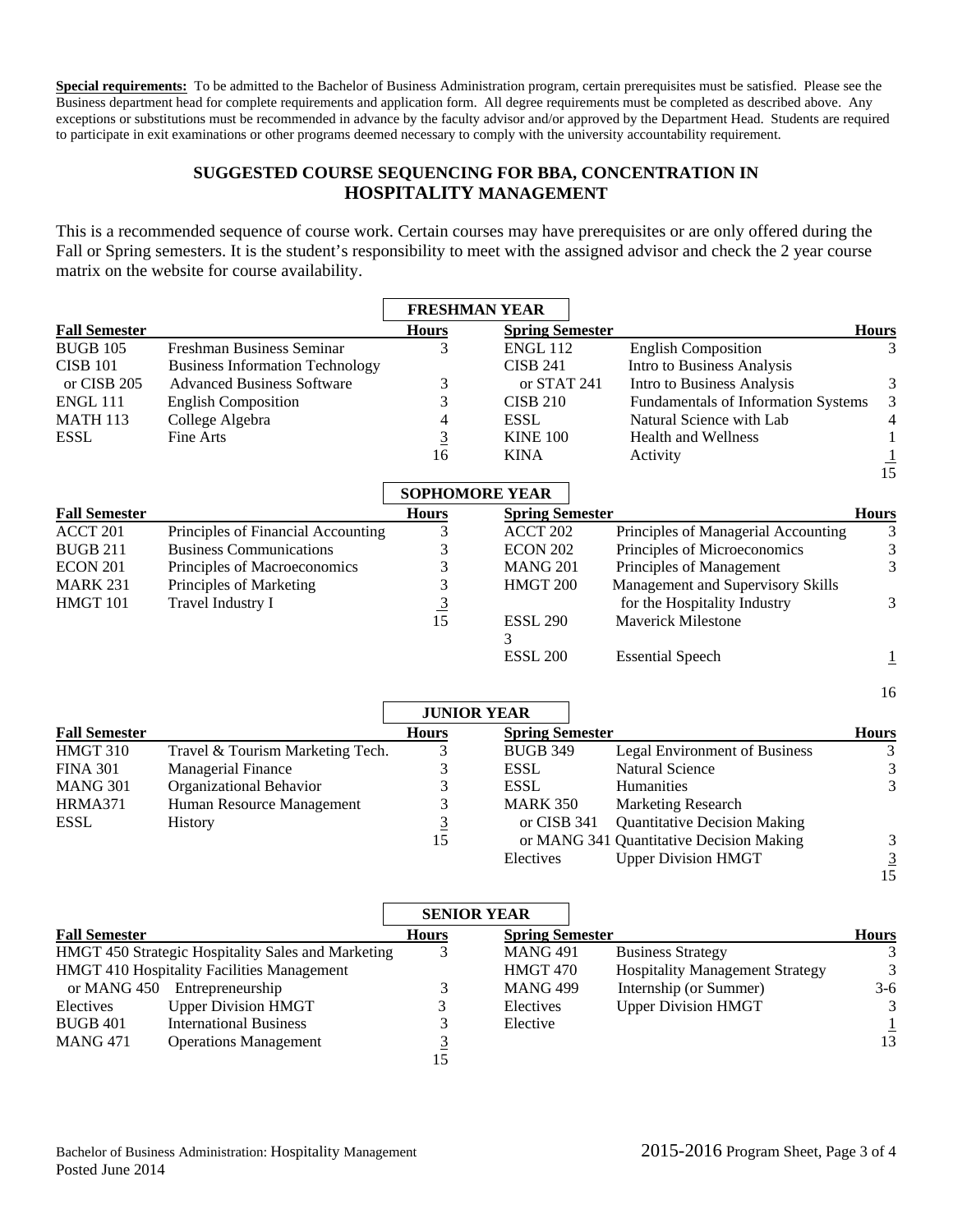**Special requirements:** To be admitted to the Bachelor of Business Administration program, certain prerequisites must be satisfied. Please see the Business department head for complete requirements and application form. All degree requirements must be completed as described above. Any exceptions or substitutions must be recommended in advance by the faculty advisor and/or approved by the Department Head. Students are required to participate in exit examinations or other programs deemed necessary to comply with the university accountability requirement.

## SUGGESTED COURSE SEQUENCING FOR BBA, CONCENTRATION IN HOSPITALITY MANAGEMENT

This is a recommended sequence of course work. Certain courses may have prerequisites or are only offered during the Fall or Spring semesters. It is the student's responsibility to meet with the assigned advisor and check the 2 year course matrix on the website for course availability.

### FRESHMAN YEAR

| Fall Semester | | Hours | Spring Semester | | Hours |
|---|---|---|---|---|---|
| BUGB 105 | Freshman Business Seminar | 3 | ENGL 112 | English Composition | 3 |
| CISB 101 or CISB 205 | Business Information Technology / Advanced Business Software | 3 | CISB 241 or STAT 241 | Intro to Business Analysis / Intro to Business Analysis | 3 |
| ENGL 111 | English Composition | 3 | CISB 210 | Fundamentals of Information Systems | 3 |
| MATH 113 | College Algebra | 4 | ESSL | Natural Science with Lab | 4 |
| ESSL | Fine Arts | 3 | KINE 100 | Health and Wellness | 1 |
| | | 16 | KINA | Activity | 1 |
| | | | | | 15 |

### SOPHOMORE YEAR

| Fall Semester | | Hours | Spring Semester | | Hours |
|---|---|---|---|---|---|
| ACCT 201 | Principles of Financial Accounting | 3 | ACCT 202 | Principles of Managerial Accounting | 3 |
| BUGB 211 | Business Communications | 3 | ECON 202 | Principles of Microeconomics | 3 |
| ECON 201 | Principles of Macroeconomics | 3 | MANG 201 | Principles of Management | 3 |
| MARK 231 | Principles of Marketing | 3 | HMGT 200 | Management and Supervisory Skills for the Hospitality Industry | 3 |
| HMGT 101 | Travel Industry I | 3 | ESSL 290 | Maverick Milestone | 3 |
| | | 15 | ESSL 200 | Essential Speech | 1 |
| | | | | | 16 |

### JUNIOR YEAR

| Fall Semester | | Hours | Spring Semester | | Hours |
|---|---|---|---|---|---|
| HMGT 310 | Travel & Tourism Marketing Tech. | 3 | BUGB 349 | Legal Environment of Business | 3 |
| FINA 301 | Managerial Finance | 3 | ESSL | Natural Science | 3 |
| MANG 301 | Organizational Behavior | 3 | ESSL | Humanities | 3 |
| HRMA371 | Human Resource Management | 3 | MARK 350 or CISB 341 or MANG 341 | Marketing Research / Quantitative Decision Making / Quantitative Decision Making | 3 |
| ESSL | History | 3 | Electives | Upper Division HMGT | 3 |
| | | 15 | | | 15 |

### SENIOR YEAR

| Fall Semester | | Hours | Spring Semester | | Hours |
|---|---|---|---|---|---|
| HMGT 450 | Strategic Hospitality Sales and Marketing | 3 | MANG 491 | Business Strategy | 3 |
| HMGT 410 or MANG 450 | Hospitality Facilities Management / Entrepreneurship | 3 | HMGT 470 | Hospitality Management Strategy | 3 |
| Electives | Upper Division HMGT | 3 | MANG 499 | Internship (or Summer) | 3-6 |
| BUGB 401 | International Business | 3 | Electives | Upper Division HMGT | 3 |
| MANG 471 | Operations Management | 3 | Elective | | 1 |
| | | 15 | | | 13 |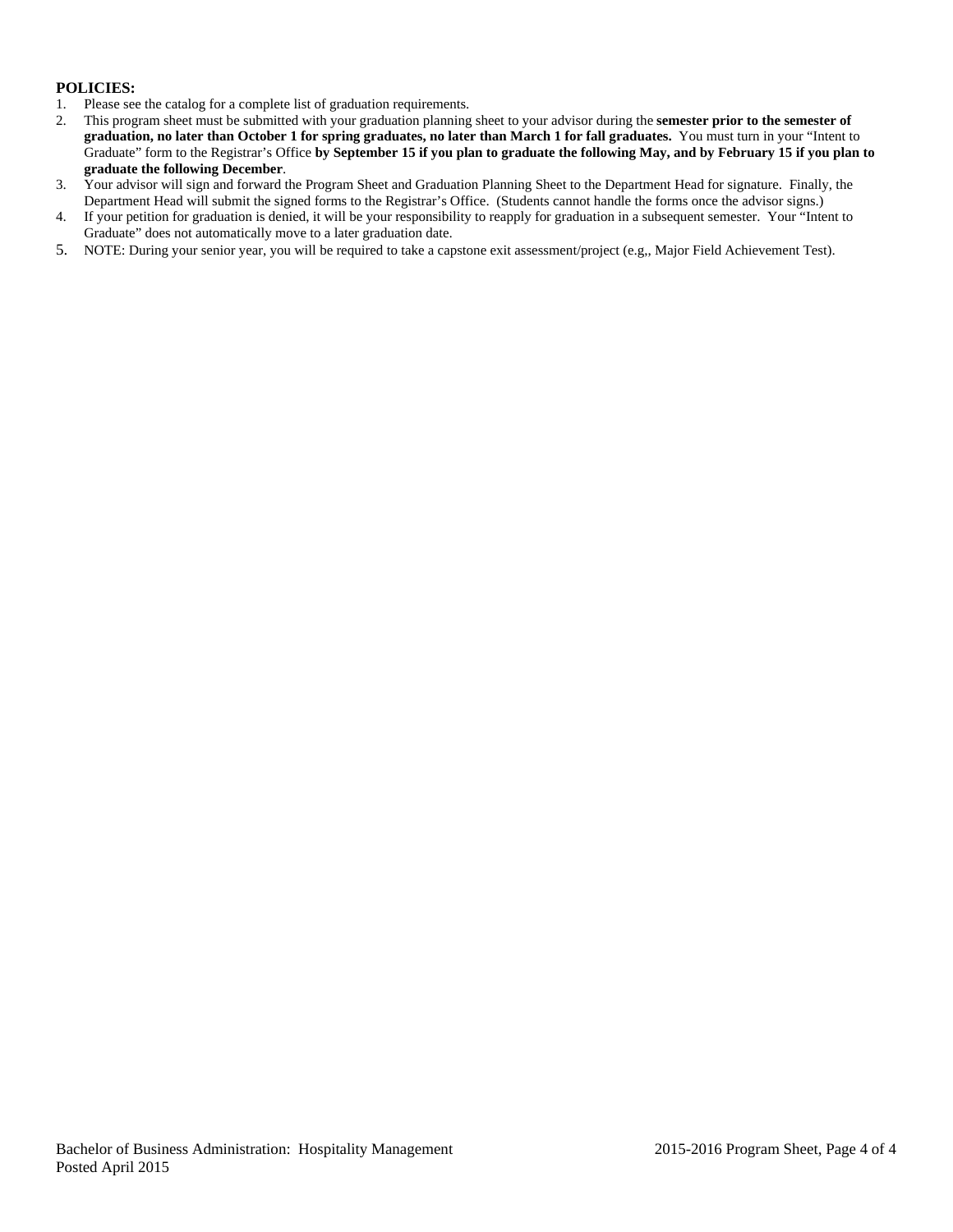**POLICIES:**

1. Please see the catalog for a complete list of graduation requirements.
2. This program sheet must be submitted with your graduation planning sheet to your advisor during the **semester prior to the semester of graduation, no later than October 1 for spring graduates, no later than March 1 for fall graduates.** You must turn in your "Intent to Graduate" form to the Registrar's Office **by September 15 if you plan to graduate the following May, and by February 15 if you plan to graduate the following December**.
3. Your advisor will sign and forward the Program Sheet and Graduation Planning Sheet to the Department Head for signature. Finally, the Department Head will submit the signed forms to the Registrar's Office. (Students cannot handle the forms once the advisor signs.)
4. If your petition for graduation is denied, it will be your responsibility to reapply for graduation in a subsequent semester. Your "Intent to Graduate" does not automatically move to a later graduation date.
5. NOTE: During your senior year, you will be required to take a capstone exit assessment/project (e.g,, Major Field Achievement Test).